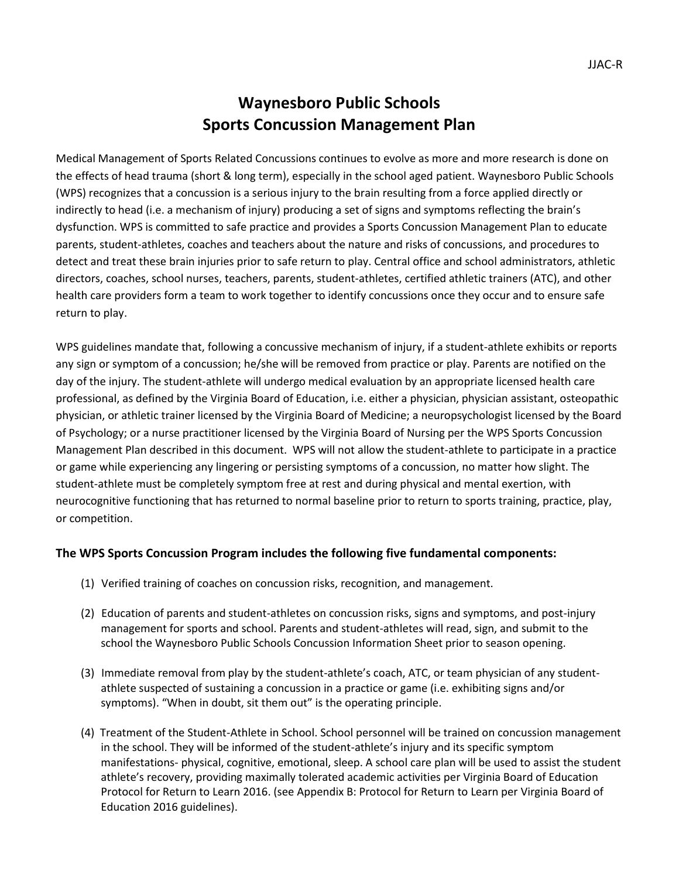JJAC-R

# Waynesboro Public Schools
# Sports Concussion Management Plan

Medical Management of Sports Related Concussions continues to evolve as more and more research is done on the effects of head trauma (short & long term), especially in the school aged patient. Waynesboro Public Schools (WPS) recognizes that a concussion is a serious injury to the brain resulting from a force applied directly or indirectly to head (i.e. a mechanism of injury) producing a set of signs and symptoms reflecting the brain's dysfunction. WPS is committed to safe practice and provides a Sports Concussion Management Plan to educate parents, student-athletes, coaches and teachers about the nature and risks of concussions, and procedures to detect and treat these brain injuries prior to safe return to play. Central office and school administrators, athletic directors, coaches, school nurses, teachers, parents, student-athletes, certified athletic trainers (ATC), and other health care providers form a team to work together to identify concussions once they occur and to ensure safe return to play.

WPS guidelines mandate that, following a concussive mechanism of injury, if a student-athlete exhibits or reports any sign or symptom of a concussion; he/she will be removed from practice or play. Parents are notified on the day of the injury. The student-athlete will undergo medical evaluation by an appropriate licensed health care professional, as defined by the Virginia Board of Education, i.e. either a physician, physician assistant, osteopathic physician, or athletic trainer licensed by the Virginia Board of Medicine; a neuropsychologist licensed by the Board of Psychology; or a nurse practitioner licensed by the Virginia Board of Nursing per the WPS Sports Concussion Management Plan described in this document. WPS will not allow the student-athlete to participate in a practice or game while experiencing any lingering or persisting symptoms of a concussion, no matter how slight. The student-athlete must be completely symptom free at rest and during physical and mental exertion, with neurocognitive functioning that has returned to normal baseline prior to return to sports training, practice, play, or competition.

### The WPS Sports Concussion Program includes the following five fundamental components:

(1) Verified training of coaches on concussion risks, recognition, and management.

(2) Education of parents and student-athletes on concussion risks, signs and symptoms, and post-injury management for sports and school. Parents and student-athletes will read, sign, and submit to the school the Waynesboro Public Schools Concussion Information Sheet prior to season opening.

(3) Immediate removal from play by the student-athlete's coach, ATC, or team physician of any student-athlete suspected of sustaining a concussion in a practice or game (i.e. exhibiting signs and/or symptoms). "When in doubt, sit them out" is the operating principle.

(4) Treatment of the Student-Athlete in School. School personnel will be trained on concussion management in the school. They will be informed of the student-athlete's injury and its specific symptom manifestations- physical, cognitive, emotional, sleep. A school care plan will be used to assist the student athlete's recovery, providing maximally tolerated academic activities per Virginia Board of Education Protocol for Return to Learn 2016. (see Appendix B: Protocol for Return to Learn per Virginia Board of Education 2016 guidelines).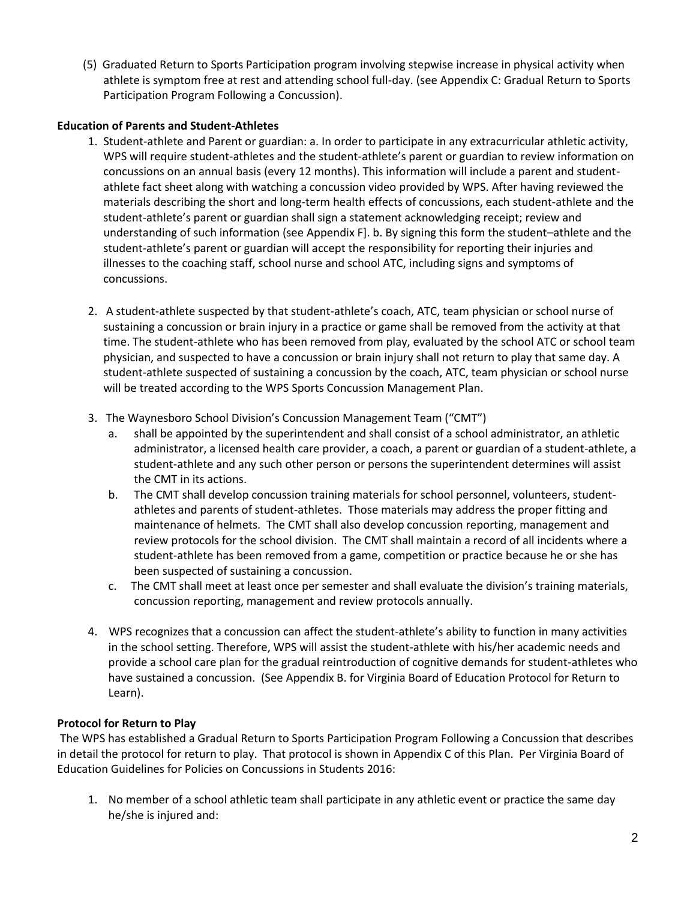(5) Graduated Return to Sports Participation program involving stepwise increase in physical activity when athlete is symptom free at rest and attending school full-day. (see Appendix C: Gradual Return to Sports Participation Program Following a Concussion).

**Education of Parents and Student-Athletes**

1. Student-athlete and Parent or guardian: a. In order to participate in any extracurricular athletic activity, WPS will require student-athletes and the student-athlete's parent or guardian to review information on concussions on an annual basis (every 12 months). This information will include a parent and student-athlete fact sheet along with watching a concussion video provided by WPS. After having reviewed the materials describing the short and long-term health effects of concussions, each student-athlete and the student-athlete's parent or guardian shall sign a statement acknowledging receipt; review and understanding of such information (see Appendix F]. b. By signing this form the student–athlete and the student-athlete's parent or guardian will accept the responsibility for reporting their injuries and illnesses to the coaching staff, school nurse and school ATC, including signs and symptoms of concussions.

2. A student-athlete suspected by that student-athlete's coach, ATC, team physician or school nurse of sustaining a concussion or brain injury in a practice or game shall be removed from the activity at that time. The student-athlete who has been removed from play, evaluated by the school ATC or school team physician, and suspected to have a concussion or brain injury shall not return to play that same day. A student-athlete suspected of sustaining a concussion by the coach, ATC, team physician or school nurse will be treated according to the WPS Sports Concussion Management Plan.

3. The Waynesboro School Division's Concussion Management Team ("CMT")
   a. shall be appointed by the superintendent and shall consist of a school administrator, an athletic administrator, a licensed health care provider, a coach, a parent or guardian of a student-athlete, a student-athlete and any such other person or persons the superintendent determines will assist the CMT in its actions.
   b. The CMT shall develop concussion training materials for school personnel, volunteers, student-athletes and parents of student-athletes. Those materials may address the proper fitting and maintenance of helmets. The CMT shall also develop concussion reporting, management and review protocols for the school division. The CMT shall maintain a record of all incidents where a student-athlete has been removed from a game, competition or practice because he or she has been suspected of sustaining a concussion.
   c. The CMT shall meet at least once per semester and shall evaluate the division's training materials, concussion reporting, management and review protocols annually.

4. WPS recognizes that a concussion can affect the student-athlete's ability to function in many activities in the school setting. Therefore, WPS will assist the student-athlete with his/her academic needs and provide a school care plan for the gradual reintroduction of cognitive demands for student-athletes who have sustained a concussion. (See Appendix B. for Virginia Board of Education Protocol for Return to Learn).

**Protocol for Return to Play**

The WPS has established a Gradual Return to Sports Participation Program Following a Concussion that describes in detail the protocol for return to play. That protocol is shown in Appendix C of this Plan. Per Virginia Board of Education Guidelines for Policies on Concussions in Students 2016:

1. No member of a school athletic team shall participate in any athletic event or practice the same day he/she is injured and: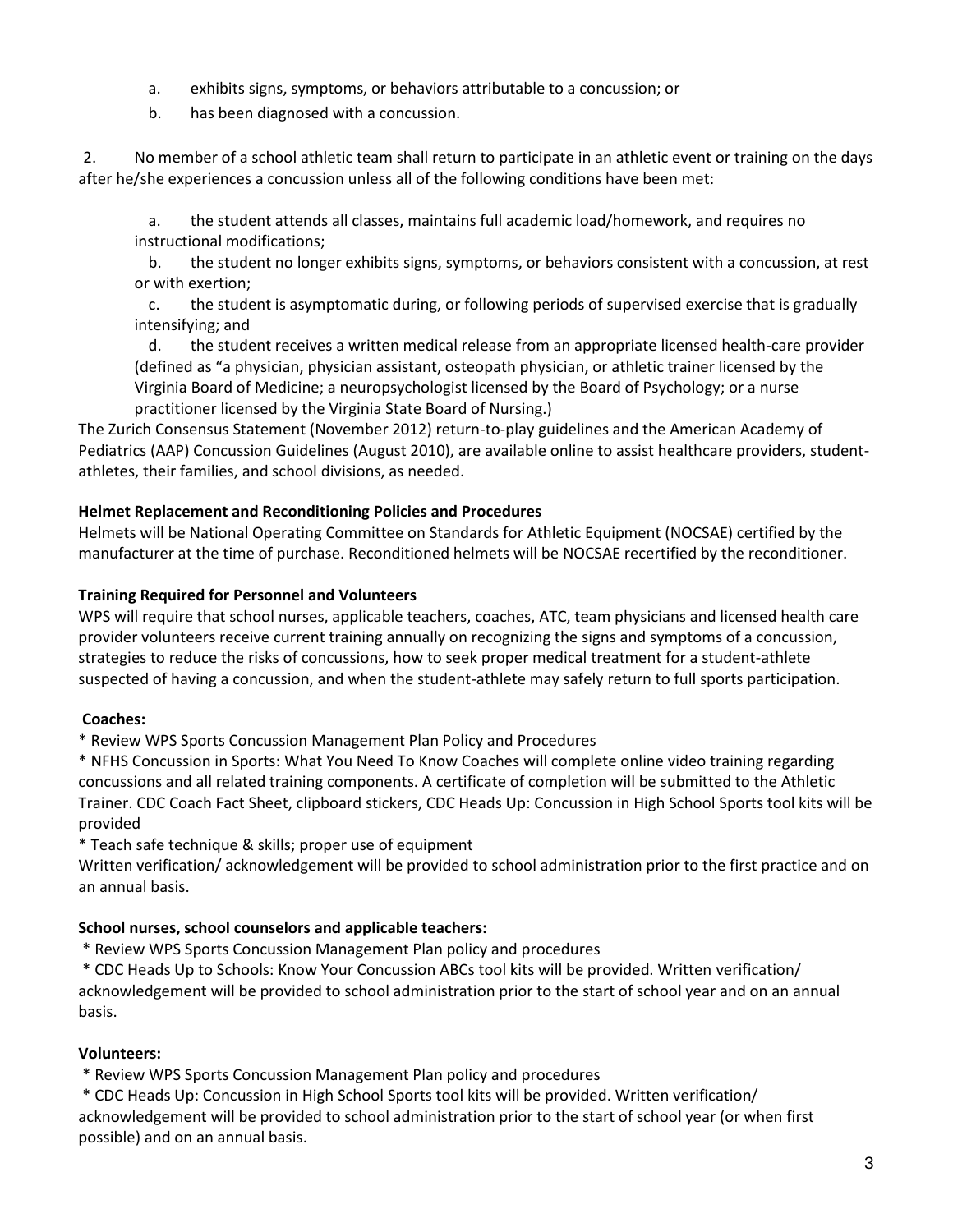a. exhibits signs, symptoms, or behaviors attributable to a concussion; or

b. has been diagnosed with a concussion.

2. No member of a school athletic team shall return to participate in an athletic event or training on the days after he/she experiences a concussion unless all of the following conditions have been met:

   a. the student attends all classes, maintains full academic load/homework, and requires no instructional modifications;

   b. the student no longer exhibits signs, symptoms, or behaviors consistent with a concussion, at rest or with exertion;

   c. the student is asymptomatic during, or following periods of supervised exercise that is gradually intensifying; and

   d. the student receives a written medical release from an appropriate licensed health-care provider (defined as "a physician, physician assistant, osteopath physician, or athletic trainer licensed by the Virginia Board of Medicine; a neuropsychologist licensed by the Board of Psychology; or a nurse practitioner licensed by the Virginia State Board of Nursing.)

The Zurich Consensus Statement (November 2012) return-to-play guidelines and the American Academy of Pediatrics (AAP) Concussion Guidelines (August 2010), are available online to assist healthcare providers, student-athletes, their families, and school divisions, as needed.

**Helmet Replacement and Reconditioning Policies and Procedures**

Helmets will be National Operating Committee on Standards for Athletic Equipment (NOCSAE) certified by the manufacturer at the time of purchase. Reconditioned helmets will be NOCSAE recertified by the reconditioner.

**Training Required for Personnel and Volunteers**

WPS will require that school nurses, applicable teachers, coaches, ATC, team physicians and licensed health care provider volunteers receive current training annually on recognizing the signs and symptoms of a concussion, strategies to reduce the risks of concussions, how to seek proper medical treatment for a student-athlete suspected of having a concussion, and when the student-athlete may safely return to full sports participation.

**Coaches:**

* Review WPS Sports Concussion Management Plan Policy and Procedures
* NFHS Concussion in Sports: What You Need To Know Coaches will complete online video training regarding concussions and all related training components. A certificate of completion will be submitted to the Athletic Trainer. CDC Coach Fact Sheet, clipboard stickers, CDC Heads Up: Concussion in High School Sports tool kits will be provided
* Teach safe technique & skills; proper use of equipment

Written verification/ acknowledgement will be provided to school administration prior to the first practice and on an annual basis.

**School nurses, school counselors and applicable teachers:**

* Review WPS Sports Concussion Management Plan policy and procedures
* CDC Heads Up to Schools: Know Your Concussion ABCs tool kits will be provided. Written verification/ acknowledgement will be provided to school administration prior to the start of school year and on an annual basis.

**Volunteers:**

* Review WPS Sports Concussion Management Plan policy and procedures
* CDC Heads Up: Concussion in High School Sports tool kits will be provided. Written verification/ acknowledgement will be provided to school administration prior to the start of school year (or when first possible) and on an annual basis.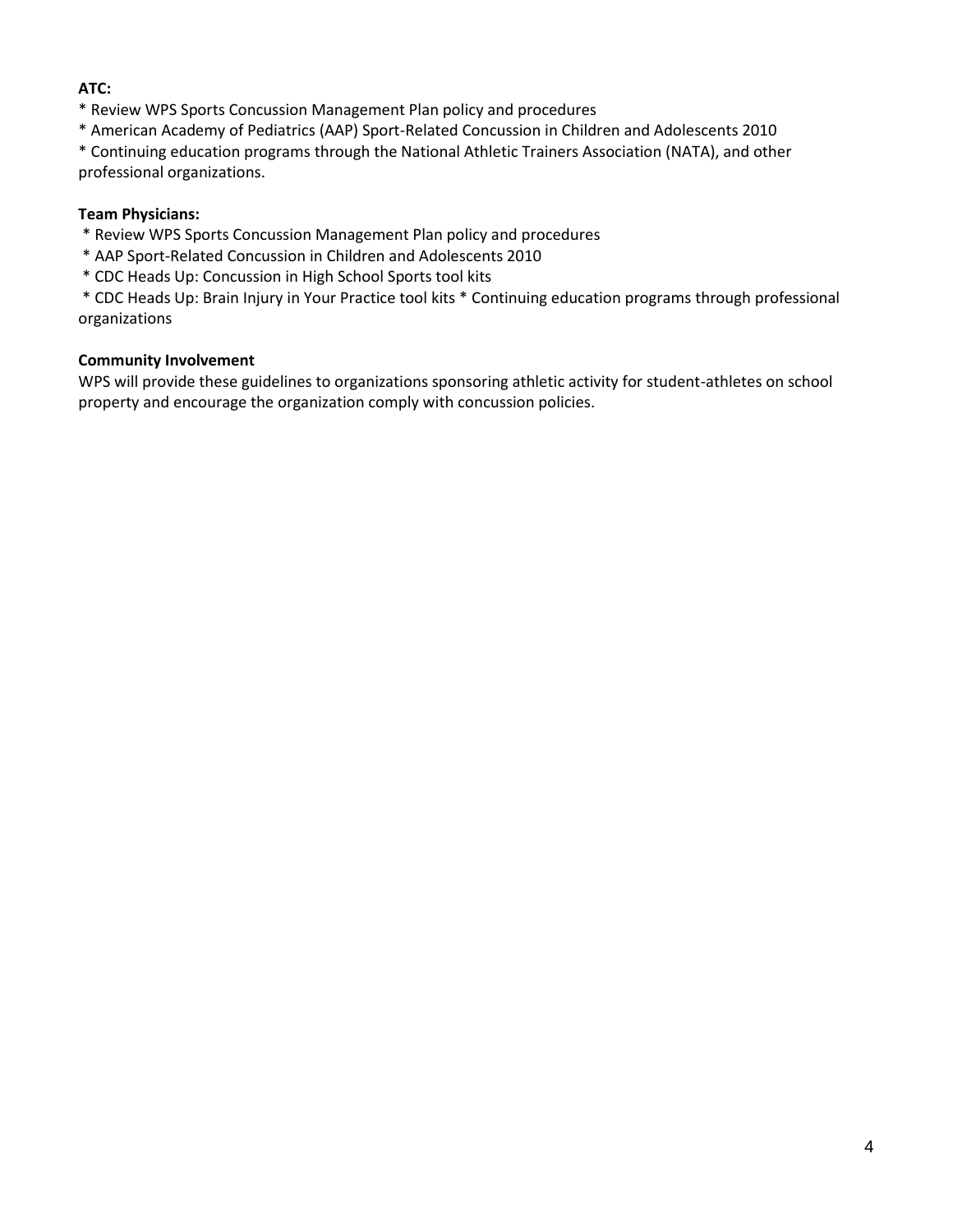**ATC:**

* Review WPS Sports Concussion Management Plan policy and procedures
* American Academy of Pediatrics (AAP) Sport-Related Concussion in Children and Adolescents 2010
* Continuing education programs through the National Athletic Trainers Association (NATA), and other professional organizations.

**Team Physicians:**

* Review WPS Sports Concussion Management Plan policy and procedures
* AAP Sport-Related Concussion in Children and Adolescents 2010
* CDC Heads Up: Concussion in High School Sports tool kits
* CDC Heads Up: Brain Injury in Your Practice tool kits * Continuing education programs through professional organizations

**Community Involvement**

WPS will provide these guidelines to organizations sponsoring athletic activity for student-athletes on school property and encourage the organization comply with concussion policies.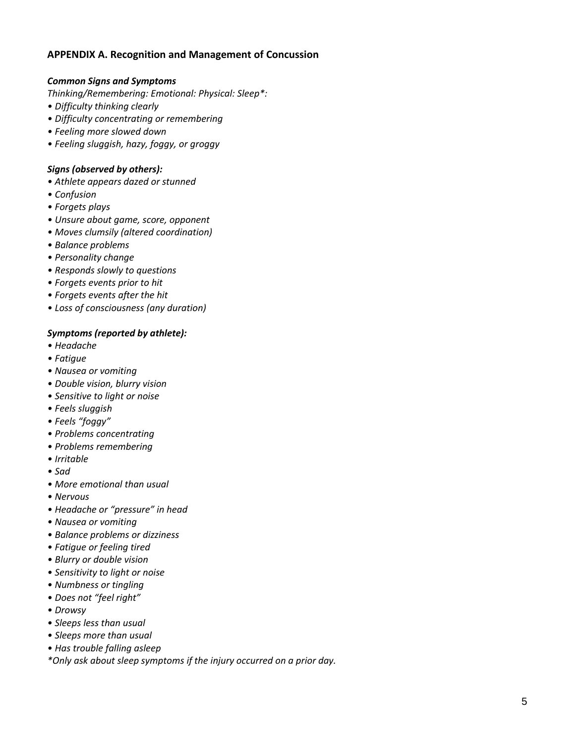**APPENDIX A. Recognition and Management of Concussion**

***Common Signs and Symptoms***

*Thinking/Remembering: Emotional: Physical: Sleep*:*

- *Difficulty thinking clearly*
- *Difficulty concentrating or remembering*
- *Feeling more slowed down*
- *Feeling sluggish, hazy, foggy, or groggy*

***Signs (observed by others):***

- *Athlete appears dazed or stunned*
- *Confusion*
- *Forgets plays*
- *Unsure about game, score, opponent*
- *Moves clumsily (altered coordination)*
- *Balance problems*
- *Personality change*
- *Responds slowly to questions*
- *Forgets events prior to hit*
- *Forgets events after the hit*
- *Loss of consciousness (any duration)*

***Symptoms (reported by athlete):***

- *Headache*
- *Fatigue*
- *Nausea or vomiting*
- *Double vision, blurry vision*
- *Sensitive to light or noise*
- *Feels sluggish*
- *Feels "foggy"*
- *Problems concentrating*
- *Problems remembering*
- *Irritable*
- *Sad*
- *More emotional than usual*
- *Nervous*
- *Headache or "pressure" in head*
- *Nausea or vomiting*
- *Balance problems or dizziness*
- *Fatigue or feeling tired*
- *Blurry or double vision*
- *Sensitivity to light or noise*
- *Numbness or tingling*
- *Does not "feel right"*
- *Drowsy*
- *Sleeps less than usual*
- *Sleeps more than usual*
- *Has trouble falling asleep*

**Only ask about sleep symptoms if the injury occurred on a prior day.*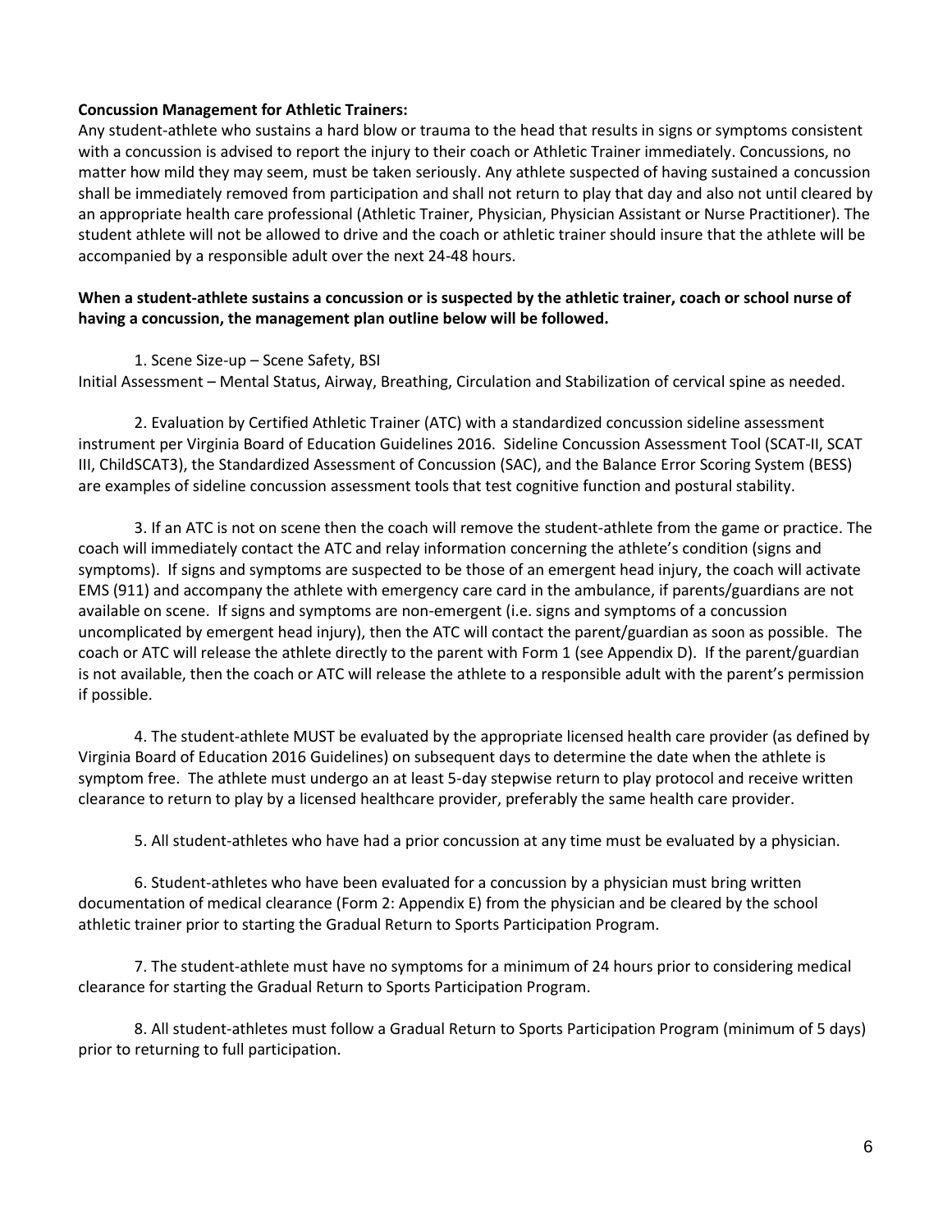**Concussion Management for Athletic Trainers:**

Any student-athlete who sustains a hard blow or trauma to the head that results in signs or symptoms consistent with a concussion is advised to report the injury to their coach or Athletic Trainer immediately. Concussions, no matter how mild they may seem, must be taken seriously. Any athlete suspected of having sustained a concussion shall be immediately removed from participation and shall not return to play that day and also not until cleared by an appropriate health care professional (Athletic Trainer, Physician, Physician Assistant or Nurse Practitioner). The student athlete will not be allowed to drive and the coach or athletic trainer should insure that the athlete will be accompanied by a responsible adult over the next 24-48 hours.

**When a student-athlete sustains a concussion or is suspected by the athletic trainer, coach or school nurse of having a concussion, the management plan outline below will be followed.**

1. Scene Size-up – Scene Safety, BSI
Initial Assessment – Mental Status, Airway, Breathing, Circulation and Stabilization of cervical spine as needed.

2. Evaluation by Certified Athletic Trainer (ATC) with a standardized concussion sideline assessment instrument per Virginia Board of Education Guidelines 2016. Sideline Concussion Assessment Tool (SCAT-II, SCAT III, ChildSCAT3), the Standardized Assessment of Concussion (SAC), and the Balance Error Scoring System (BESS) are examples of sideline concussion assessment tools that test cognitive function and postural stability.

3. If an ATC is not on scene then the coach will remove the student-athlete from the game or practice. The coach will immediately contact the ATC and relay information concerning the athlete's condition (signs and symptoms). If signs and symptoms are suspected to be those of an emergent head injury, the coach will activate EMS (911) and accompany the athlete with emergency care card in the ambulance, if parents/guardians are not available on scene. If signs and symptoms are non-emergent (i.e. signs and symptoms of a concussion uncomplicated by emergent head injury), then the ATC will contact the parent/guardian as soon as possible. The coach or ATC will release the athlete directly to the parent with Form 1 (see Appendix D). If the parent/guardian is not available, then the coach or ATC will release the athlete to a responsible adult with the parent's permission if possible.

4. The student-athlete MUST be evaluated by the appropriate licensed health care provider (as defined by Virginia Board of Education 2016 Guidelines) on subsequent days to determine the date when the athlete is symptom free. The athlete must undergo an at least 5-day stepwise return to play protocol and receive written clearance to return to play by a licensed healthcare provider, preferably the same health care provider.

5. All student-athletes who have had a prior concussion at any time must be evaluated by a physician.

6. Student-athletes who have been evaluated for a concussion by a physician must bring written documentation of medical clearance (Form 2: Appendix E) from the physician and be cleared by the school athletic trainer prior to starting the Gradual Return to Sports Participation Program.

7. The student-athlete must have no symptoms for a minimum of 24 hours prior to considering medical clearance for starting the Gradual Return to Sports Participation Program.

8. All student-athletes must follow a Gradual Return to Sports Participation Program (minimum of 5 days) prior to returning to full participation.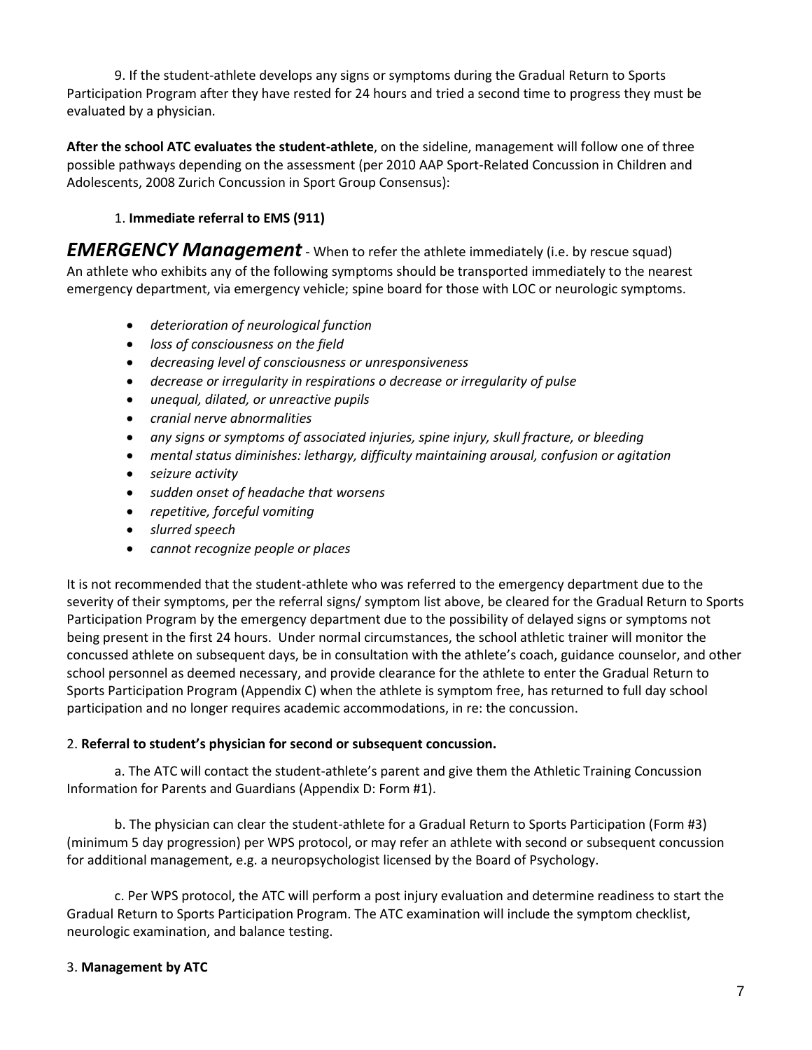9. If the student-athlete develops any signs or symptoms during the Gradual Return to Sports Participation Program after they have rested for 24 hours and tried a second time to progress they must be evaluated by a physician.

**After the school ATC evaluates the student-athlete**, on the sideline, management will follow one of three possible pathways depending on the assessment (per 2010 AAP Sport-Related Concussion in Children and Adolescents, 2008 Zurich Concussion in Sport Group Consensus):

1. **Immediate referral to EMS (911)**

***EMERGENCY Management*** - When to refer the athlete immediately (i.e. by rescue squad)
An athlete who exhibits any of the following symptoms should be transported immediately to the nearest emergency department, via emergency vehicle; spine board for those with LOC or neurologic symptoms.

- *deterioration of neurological function*
- *loss of consciousness on the field*
- *decreasing level of consciousness or unresponsiveness*
- *decrease or irregularity in respirations o decrease or irregularity of pulse*
- *unequal, dilated, or unreactive pupils*
- *cranial nerve abnormalities*
- *any signs or symptoms of associated injuries, spine injury, skull fracture, or bleeding*
- *mental status diminishes: lethargy, difficulty maintaining arousal, confusion or agitation*
- *seizure activity*
- *sudden onset of headache that worsens*
- *repetitive, forceful vomiting*
- *slurred speech*
- *cannot recognize people or places*

It is not recommended that the student-athlete who was referred to the emergency department due to the severity of their symptoms, per the referral signs/ symptom list above, be cleared for the Gradual Return to Sports Participation Program by the emergency department due to the possibility of delayed signs or symptoms not being present in the first 24 hours. Under normal circumstances, the school athletic trainer will monitor the concussed athlete on subsequent days, be in consultation with the athlete's coach, guidance counselor, and other school personnel as deemed necessary, and provide clearance for the athlete to enter the Gradual Return to Sports Participation Program (Appendix C) when the athlete is symptom free, has returned to full day school participation and no longer requires academic accommodations, in re: the concussion.

2. **Referral to student's physician for second or subsequent concussion.**

a. The ATC will contact the student-athlete's parent and give them the Athletic Training Concussion Information for Parents and Guardians (Appendix D: Form #1).

b. The physician can clear the student-athlete for a Gradual Return to Sports Participation (Form #3) (minimum 5 day progression) per WPS protocol, or may refer an athlete with second or subsequent concussion for additional management, e.g. a neuropsychologist licensed by the Board of Psychology.

c. Per WPS protocol, the ATC will perform a post injury evaluation and determine readiness to start the Gradual Return to Sports Participation Program. The ATC examination will include the symptom checklist, neurologic examination, and balance testing.

3. **Management by ATC**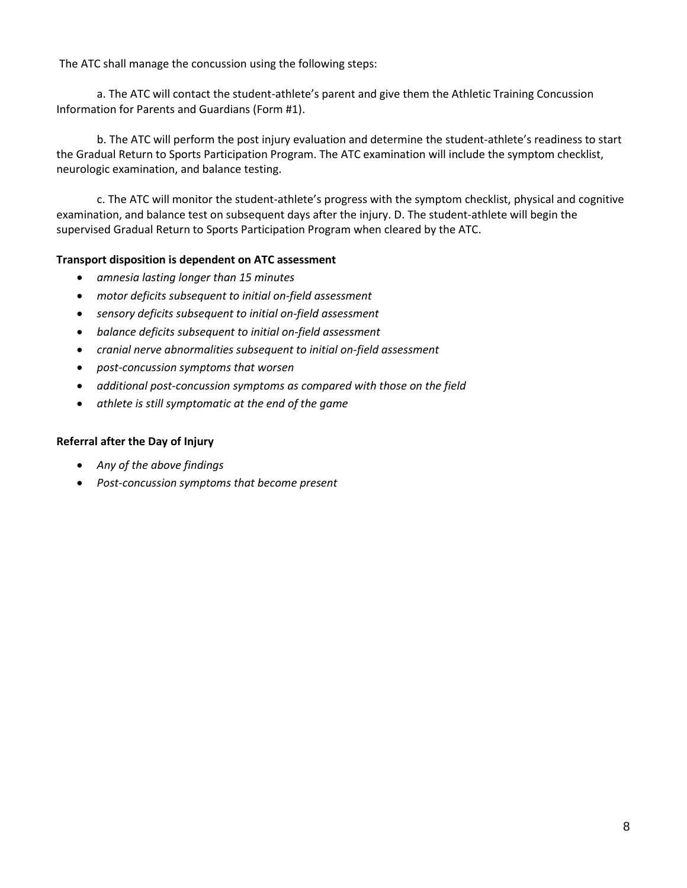The ATC shall manage the concussion using the following steps:

a. The ATC will contact the student-athlete's parent and give them the Athletic Training Concussion Information for Parents and Guardians (Form #1).

b. The ATC will perform the post injury evaluation and determine the student-athlete's readiness to start the Gradual Return to Sports Participation Program. The ATC examination will include the symptom checklist, neurologic examination, and balance testing.

c. The ATC will monitor the student-athlete's progress with the symptom checklist, physical and cognitive examination, and balance test on subsequent days after the injury. D. The student-athlete will begin the supervised Gradual Return to Sports Participation Program when cleared by the ATC.

**Transport disposition is dependent on ATC assessment**

- *amnesia lasting longer than 15 minutes*
- *motor deficits subsequent to initial on-field assessment*
- *sensory deficits subsequent to initial on-field assessment*
- *balance deficits subsequent to initial on-field assessment*
- *cranial nerve abnormalities subsequent to initial on-field assessment*
- *post-concussion symptoms that worsen*
- *additional post-concussion symptoms as compared with those on the field*
- *athlete is still symptomatic at the end of the game*

**Referral after the Day of Injury**

- *Any of the above findings*
- *Post-concussion symptoms that become present*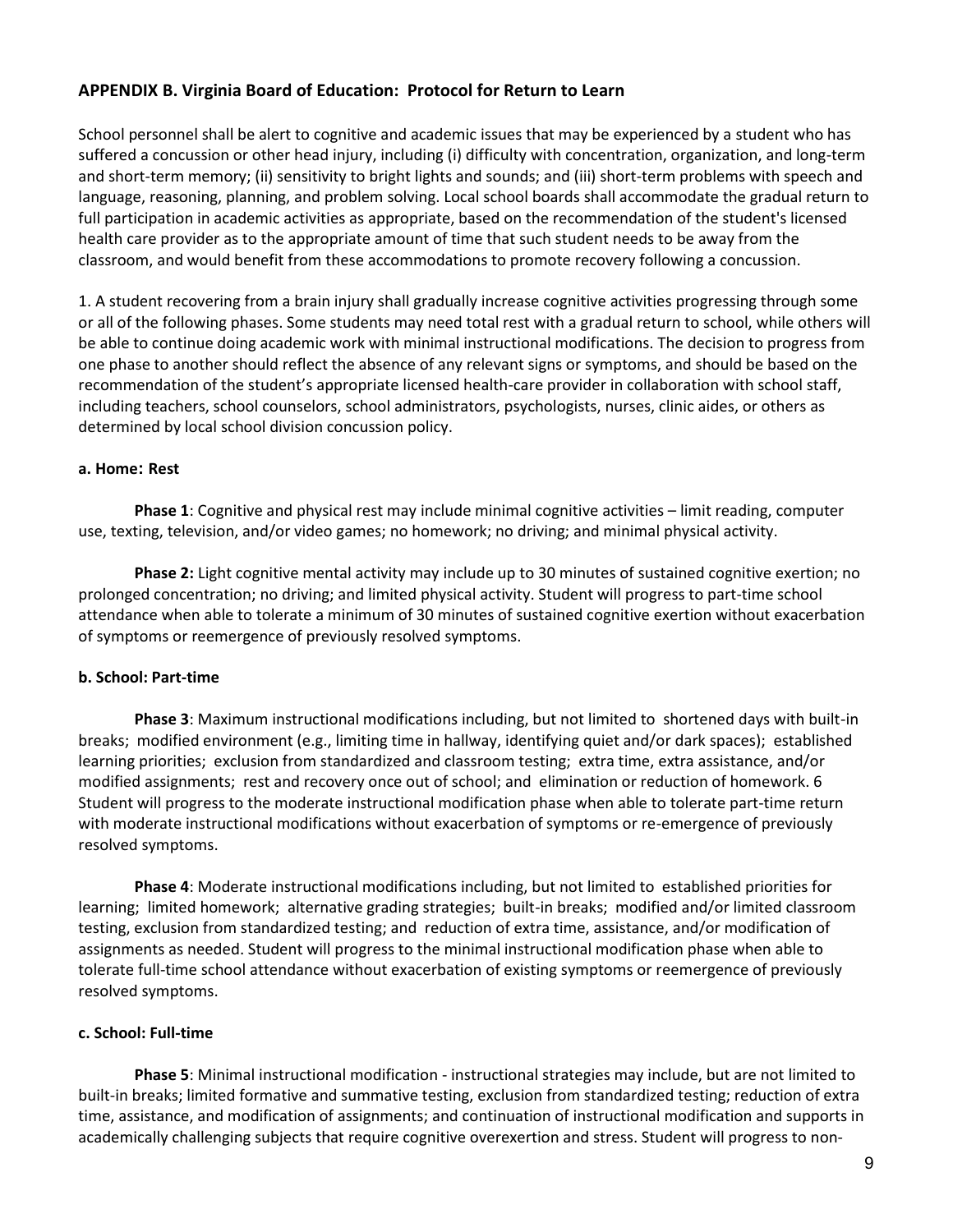## APPENDIX B. Virginia Board of Education: Protocol for Return to Learn

School personnel shall be alert to cognitive and academic issues that may be experienced by a student who has suffered a concussion or other head injury, including (i) difficulty with concentration, organization, and long-term and short-term memory; (ii) sensitivity to bright lights and sounds; and (iii) short-term problems with speech and language, reasoning, planning, and problem solving. Local school boards shall accommodate the gradual return to full participation in academic activities as appropriate, based on the recommendation of the student's licensed health care provider as to the appropriate amount of time that such student needs to be away from the classroom, and would benefit from these accommodations to promote recovery following a concussion.

1. A student recovering from a brain injury shall gradually increase cognitive activities progressing through some or all of the following phases. Some students may need total rest with a gradual return to school, while others will be able to continue doing academic work with minimal instructional modifications. The decision to progress from one phase to another should reflect the absence of any relevant signs or symptoms, and should be based on the recommendation of the student's appropriate licensed health-care provider in collaboration with school staff, including teachers, school counselors, school administrators, psychologists, nurses, clinic aides, or others as determined by local school division concussion policy.

### a. Home: Rest

**Phase 1**: Cognitive and physical rest may include minimal cognitive activities – limit reading, computer use, texting, television, and/or video games; no homework; no driving; and minimal physical activity.

**Phase 2:** Light cognitive mental activity may include up to 30 minutes of sustained cognitive exertion; no prolonged concentration; no driving; and limited physical activity. Student will progress to part-time school attendance when able to tolerate a minimum of 30 minutes of sustained cognitive exertion without exacerbation of symptoms or reemergence of previously resolved symptoms.

### b. School: Part-time

**Phase 3**: Maximum instructional modifications including, but not limited to shortened days with built-in breaks; modified environment (e.g., limiting time in hallway, identifying quiet and/or dark spaces); established learning priorities; exclusion from standardized and classroom testing; extra time, extra assistance, and/or modified assignments; rest and recovery once out of school; and elimination or reduction of homework. 6 Student will progress to the moderate instructional modification phase when able to tolerate part-time return with moderate instructional modifications without exacerbation of symptoms or re-emergence of previously resolved symptoms.

**Phase 4**: Moderate instructional modifications including, but not limited to established priorities for learning; limited homework; alternative grading strategies; built-in breaks; modified and/or limited classroom testing, exclusion from standardized testing; and reduction of extra time, assistance, and/or modification of assignments as needed. Student will progress to the minimal instructional modification phase when able to tolerate full-time school attendance without exacerbation of existing symptoms or reemergence of previously resolved symptoms.

### c. School: Full-time

**Phase 5**: Minimal instructional modification - instructional strategies may include, but are not limited to built-in breaks; limited formative and summative testing, exclusion from standardized testing; reduction of extra time, assistance, and modification of assignments; and continuation of instructional modification and supports in academically challenging subjects that require cognitive overexertion and stress. Student will progress to non-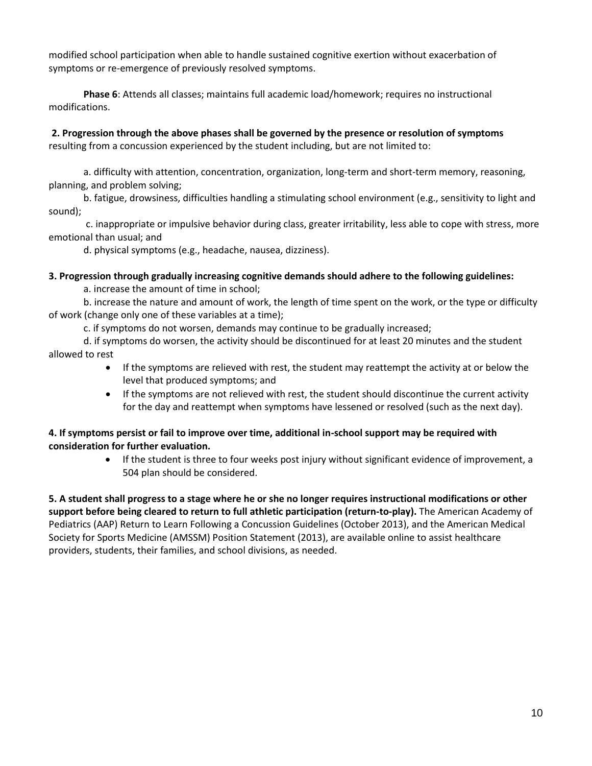modified school participation when able to handle sustained cognitive exertion without exacerbation of symptoms or re-emergence of previously resolved symptoms.

**Phase 6**: Attends all classes; maintains full academic load/homework; requires no instructional modifications.

**2. Progression through the above phases shall be governed by the presence or resolution of symptoms** resulting from a concussion experienced by the student including, but are not limited to:

a. difficulty with attention, concentration, organization, long-term and short-term memory, reasoning, planning, and problem solving;

b. fatigue, drowsiness, difficulties handling a stimulating school environment (e.g., sensitivity to light and sound);

c. inappropriate or impulsive behavior during class, greater irritability, less able to cope with stress, more emotional than usual; and

d. physical symptoms (e.g., headache, nausea, dizziness).

**3. Progression through gradually increasing cognitive demands should adhere to the following guidelines:**

a. increase the amount of time in school;

b. increase the nature and amount of work, the length of time spent on the work, or the type or difficulty of work (change only one of these variables at a time);

c. if symptoms do not worsen, demands may continue to be gradually increased;

d. if symptoms do worsen, the activity should be discontinued for at least 20 minutes and the student allowed to rest

- If the symptoms are relieved with rest, the student may reattempt the activity at or below the level that produced symptoms; and
- If the symptoms are not relieved with rest, the student should discontinue the current activity for the day and reattempt when symptoms have lessened or resolved (such as the next day).

**4. If symptoms persist or fail to improve over time, additional in-school support may be required with consideration for further evaluation.**

- If the student is three to four weeks post injury without significant evidence of improvement, a 504 plan should be considered.

**5. A student shall progress to a stage where he or she no longer requires instructional modifications or other support before being cleared to return to full athletic participation (return-to-play).** The American Academy of Pediatrics (AAP) Return to Learn Following a Concussion Guidelines (October 2013), and the American Medical Society for Sports Medicine (AMSSM) Position Statement (2013), are available online to assist healthcare providers, students, their families, and school divisions, as needed.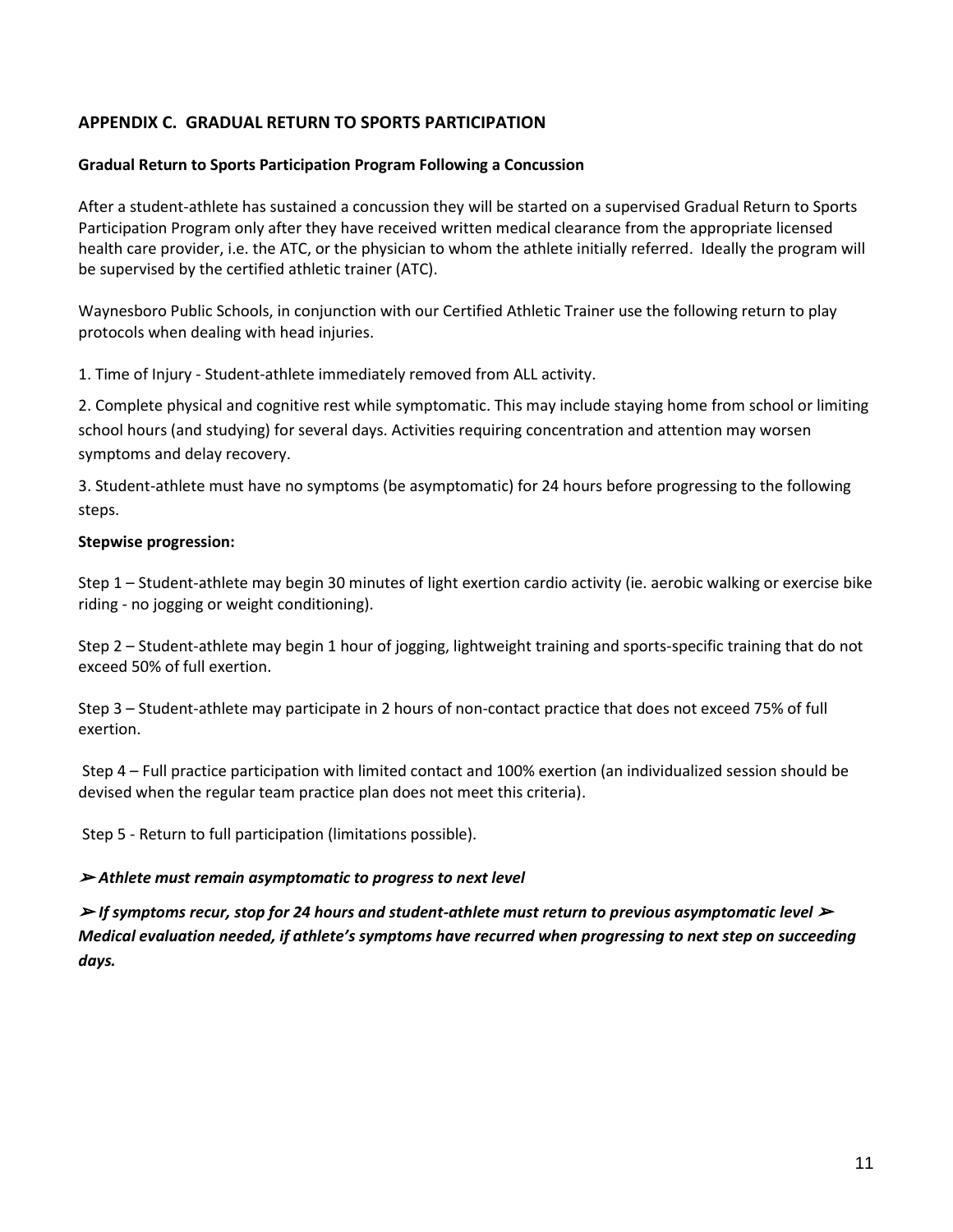## APPENDIX C. GRADUAL RETURN TO SPORTS PARTICIPATION

**Gradual Return to Sports Participation Program Following a Concussion**

After a student-athlete has sustained a concussion they will be started on a supervised Gradual Return to Sports Participation Program only after they have received written medical clearance from the appropriate licensed health care provider, i.e. the ATC, or the physician to whom the athlete initially referred. Ideally the program will be supervised by the certified athletic trainer (ATC).

Waynesboro Public Schools, in conjunction with our Certified Athletic Trainer use the following return to play protocols when dealing with head injuries.

1. Time of Injury - Student-athlete immediately removed from ALL activity.

2. Complete physical and cognitive rest while symptomatic. This may include staying home from school or limiting school hours (and studying) for several days. Activities requiring concentration and attention may worsen symptoms and delay recovery.

3. Student-athlete must have no symptoms (be asymptomatic) for 24 hours before progressing to the following steps.

**Stepwise progression:**

Step 1 – Student-athlete may begin 30 minutes of light exertion cardio activity (ie. aerobic walking or exercise bike riding - no jogging or weight conditioning).

Step 2 – Student-athlete may begin 1 hour of jogging, lightweight training and sports-specific training that do not exceed 50% of full exertion.

Step 3 – Student-athlete may participate in 2 hours of non-contact practice that does not exceed 75% of full exertion.

Step 4 – Full practice participation with limited contact and 100% exertion (an individualized session should be devised when the regular team practice plan does not meet this criteria).

Step 5 - Return to full participation (limitations possible).

➢ ***Athlete must remain asymptomatic to progress to next level***

➢ ***If symptoms recur, stop for 24 hours and student-athlete must return to previous asymptomatic level*** ➢ ***Medical evaluation needed, if athlete's symptoms have recurred when progressing to next step on succeeding days.***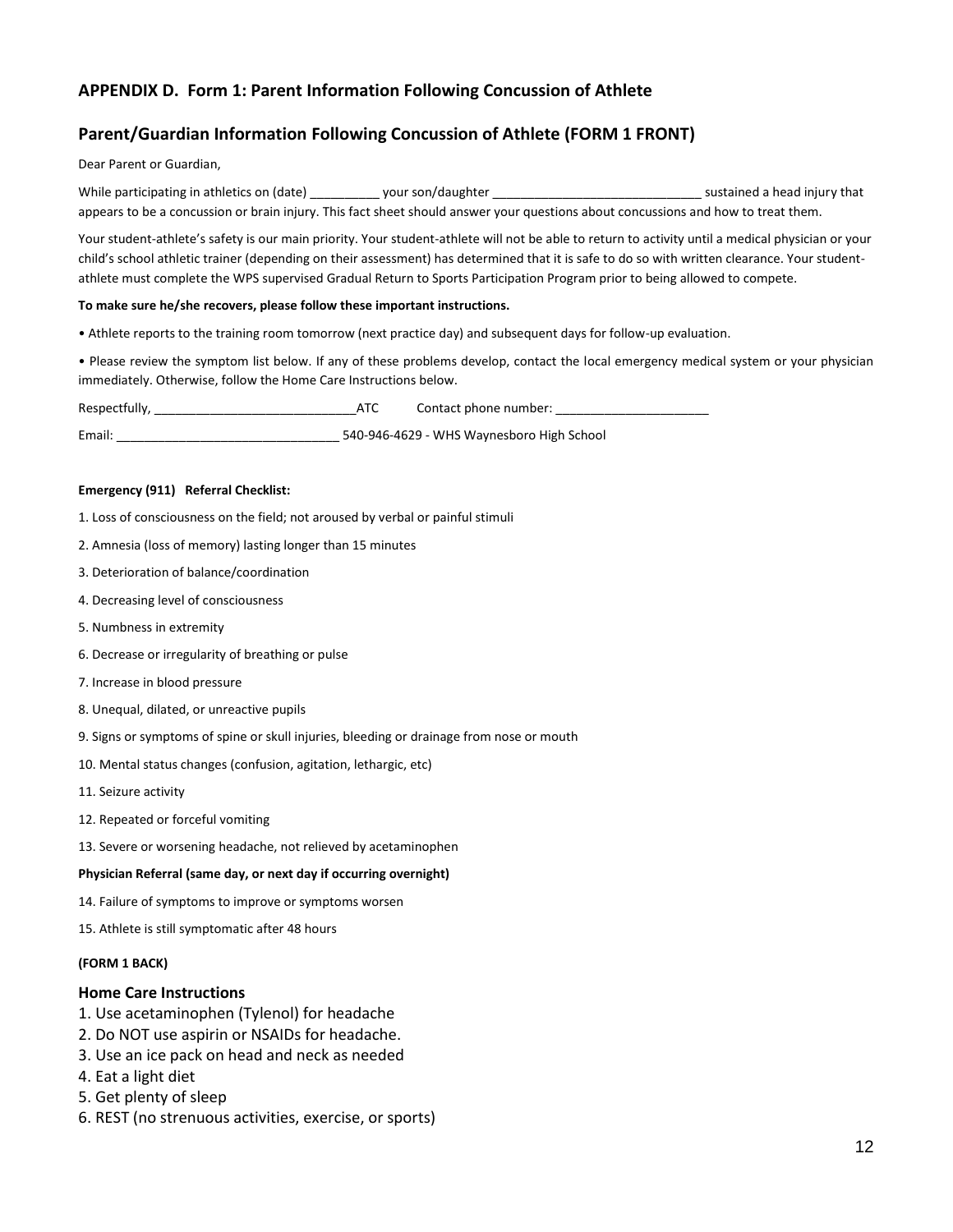## APPENDIX D. Form 1: Parent Information Following Concussion of Athlete

## Parent/Guardian Information Following Concussion of Athlete (FORM 1 FRONT)

Dear Parent or Guardian,

While participating in athletics on (date) __________ your son/daughter ______________________________ sustained a head injury that appears to be a concussion or brain injury. This fact sheet should answer your questions about concussions and how to treat them.

Your student-athlete's safety is our main priority. Your student-athlete will not be able to return to activity until a medical physician or your child's school athletic trainer (depending on their assessment) has determined that it is safe to do so with written clearance. Your student-athlete must complete the WPS supervised Gradual Return to Sports Participation Program prior to being allowed to compete.

**To make sure he/she recovers, please follow these important instructions.**

• Athlete reports to the training room tomorrow (next practice day) and subsequent days for follow-up evaluation.

• Please review the symptom list below. If any of these problems develop, contact the local emergency medical system or your physician immediately. Otherwise, follow the Home Care Instructions below.

Respectfully, _____________________________ATC Contact phone number: ______________________

Email: _______________________________ 540-946-4629 - WHS Waynesboro High School

**Emergency (911) Referral Checklist:**

1. Loss of consciousness on the field; not aroused by verbal or painful stimuli
2. Amnesia (loss of memory) lasting longer than 15 minutes
3. Deterioration of balance/coordination
4. Decreasing level of consciousness
5. Numbness in extremity
6. Decrease or irregularity of breathing or pulse
7. Increase in blood pressure
8. Unequal, dilated, or unreactive pupils
9. Signs or symptoms of spine or skull injuries, bleeding or drainage from nose or mouth
10. Mental status changes (confusion, agitation, lethargic, etc)
11. Seizure activity
12. Repeated or forceful vomiting
13. Severe or worsening headache, not relieved by acetaminophen

**Physician Referral (same day, or next day if occurring overnight)**

14. Failure of symptoms to improve or symptoms worsen
15. Athlete is still symptomatic after 48 hours

**(FORM 1 BACK)**

### Home Care Instructions

1. Use acetaminophen (Tylenol) for headache
2. Do NOT use aspirin or NSAIDs for headache.
3. Use an ice pack on head and neck as needed
4. Eat a light diet
5. Get plenty of sleep
6. REST (no strenuous activities, exercise, or sports)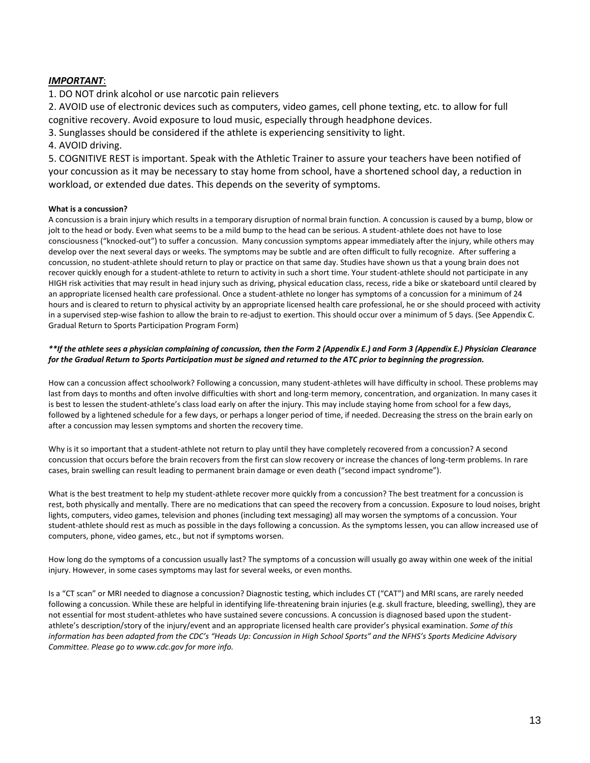***IMPORTANT***:

1. DO NOT drink alcohol or use narcotic pain relievers
2. AVOID use of electronic devices such as computers, video games, cell phone texting, etc. to allow for full cognitive recovery. Avoid exposure to loud music, especially through headphone devices.
3. Sunglasses should be considered if the athlete is experiencing sensitivity to light.
4. AVOID driving.
5. COGNITIVE REST is important. Speak with the Athletic Trainer to assure your teachers have been notified of your concussion as it may be necessary to stay home from school, have a shortened school day, a reduction in workload, or extended due dates. This depends on the severity of symptoms.

**What is a concussion?**

A concussion is a brain injury which results in a temporary disruption of normal brain function. A concussion is caused by a bump, blow or jolt to the head or body. Even what seems to be a mild bump to the head can be serious. A student-athlete does not have to lose consciousness ("knocked-out") to suffer a concussion. Many concussion symptoms appear immediately after the injury, while others may develop over the next several days or weeks. The symptoms may be subtle and are often difficult to fully recognize. After suffering a concussion, no student-athlete should return to play or practice on that same day. Studies have shown us that a young brain does not recover quickly enough for a student-athlete to return to activity in such a short time. Your student-athlete should not participate in any HIGH risk activities that may result in head injury such as driving, physical education class, recess, ride a bike or skateboard until cleared by an appropriate licensed health care professional. Once a student-athlete no longer has symptoms of a concussion for a minimum of 24 hours and is cleared to return to physical activity by an appropriate licensed health care professional, he or she should proceed with activity in a supervised step-wise fashion to allow the brain to re-adjust to exertion. This should occur over a minimum of 5 days. (See Appendix C. Gradual Return to Sports Participation Program Form)

***\*\*If the athlete sees a physician complaining of concussion, then the Form 2 (Appendix E.) and Form 3 (Appendix E.) Physician Clearance for the Gradual Return to Sports Participation must be signed and returned to the ATC prior to beginning the progression.***

How can a concussion affect schoolwork? Following a concussion, many student-athletes will have difficulty in school. These problems may last from days to months and often involve difficulties with short and long-term memory, concentration, and organization. In many cases it is best to lessen the student-athlete's class load early on after the injury. This may include staying home from school for a few days, followed by a lightened schedule for a few days, or perhaps a longer period of time, if needed. Decreasing the stress on the brain early on after a concussion may lessen symptoms and shorten the recovery time.

Why is it so important that a student-athlete not return to play until they have completely recovered from a concussion? A second concussion that occurs before the brain recovers from the first can slow recovery or increase the chances of long-term problems. In rare cases, brain swelling can result leading to permanent brain damage or even death ("second impact syndrome").

What is the best treatment to help my student-athlete recover more quickly from a concussion? The best treatment for a concussion is rest, both physically and mentally. There are no medications that can speed the recovery from a concussion. Exposure to loud noises, bright lights, computers, video games, television and phones (including text messaging) all may worsen the symptoms of a concussion. Your student-athlete should rest as much as possible in the days following a concussion. As the symptoms lessen, you can allow increased use of computers, phone, video games, etc., but not if symptoms worsen.

How long do the symptoms of a concussion usually last? The symptoms of a concussion will usually go away within one week of the initial injury. However, in some cases symptoms may last for several weeks, or even months.

Is a "CT scan" or MRI needed to diagnose a concussion? Diagnostic testing, which includes CT ("CAT") and MRI scans, are rarely needed following a concussion. While these are helpful in identifying life-threatening brain injuries (e.g. skull fracture, bleeding, swelling), they are not essential for most student-athletes who have sustained severe concussions. A concussion is diagnosed based upon the student-athlete's description/story of the injury/event and an appropriate licensed health care provider's physical examination. *Some of this information has been adapted from the CDC's "Heads Up: Concussion in High School Sports" and the NFHS's Sports Medicine Advisory Committee. Please go to www.cdc.gov for more info.*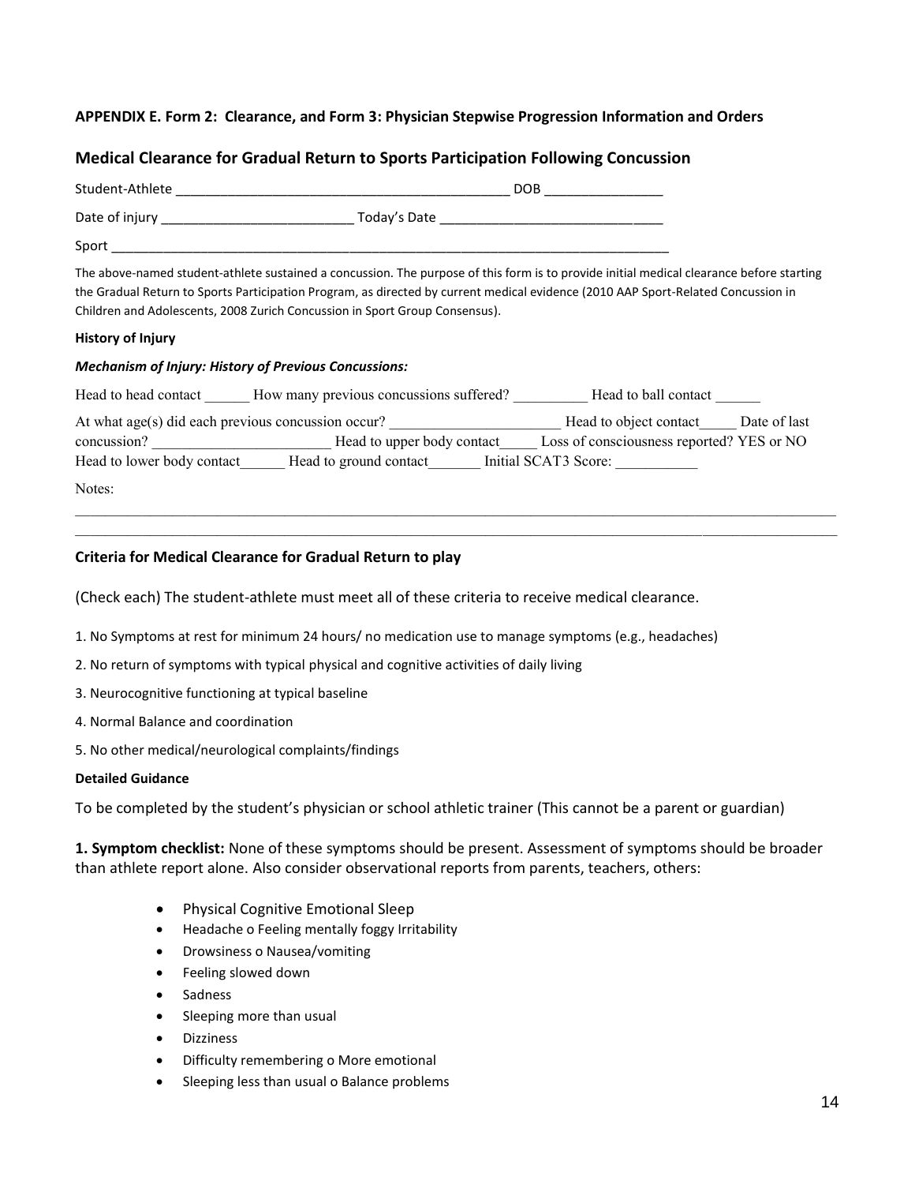**APPENDIX E. Form 2: Clearance, and Form 3: Physician Stepwise Progression Information and Orders**

## Medical Clearance for Gradual Return to Sports Participation Following Concussion

Student-Athlete _____________________________________________ DOB ________________

Date of injury __________________________ Today's Date ______________________________

Sport ____________________________________________________________________________

The above-named student-athlete sustained a concession. The purpose of this form is to provide initial medical clearance before starting the Gradual Return to Sports Participation Program, as directed by current medical evidence (2010 AAP Sport-Related Concussion in Children and Adolescents, 2008 Zurich Concussion in Sport Group Consensus).

**History of Injury**

***Mechanism of Injury: History of Previous Concussions:***

Head to head contact ______ How many previous concussions suffered? __________ Head to ball contact ______

At what age(s) did each previous concussion occur? _______________________ Head to object contact_____ Date of last concussion? ________________________ Head to upper body contact_____ Loss of consciousness reported? YES or NO Head to lower body contact______ Head to ground contact_______ Initial SCAT3 Score: ___________

Notes:

_____________________________________________________________________________________________

_____________________________________________________________________________________________

### Criteria for Medical Clearance for Gradual Return to play

(Check each) The student-athlete must meet all of these criteria to receive medical clearance.

1. No Symptoms at rest for minimum 24 hours/ no medication use to manage symptoms (e.g., headaches)
2. No return of symptoms with typical physical and cognitive activities of daily living
3. Neurocognitive functioning at typical baseline
4. Normal Balance and coordination
5. No other medical/neurological complaints/findings

**Detailed Guidance**

To be completed by the student's physician or school athletic trainer (This cannot be a parent or guardian)

**1. Symptom checklist:** None of these symptoms should be present. Assessment of symptoms should be broader than athlete report alone. Also consider observational reports from parents, teachers, others:

- Physical Cognitive Emotional Sleep
- Headache o Feeling mentally foggy Irritability
- Drowsiness o Nausea/vomiting
- Feeling slowed down
- Sadness
- Sleeping more than usual
- Dizziness
- Difficulty remembering o More emotional
- Sleeping less than usual o Balance problems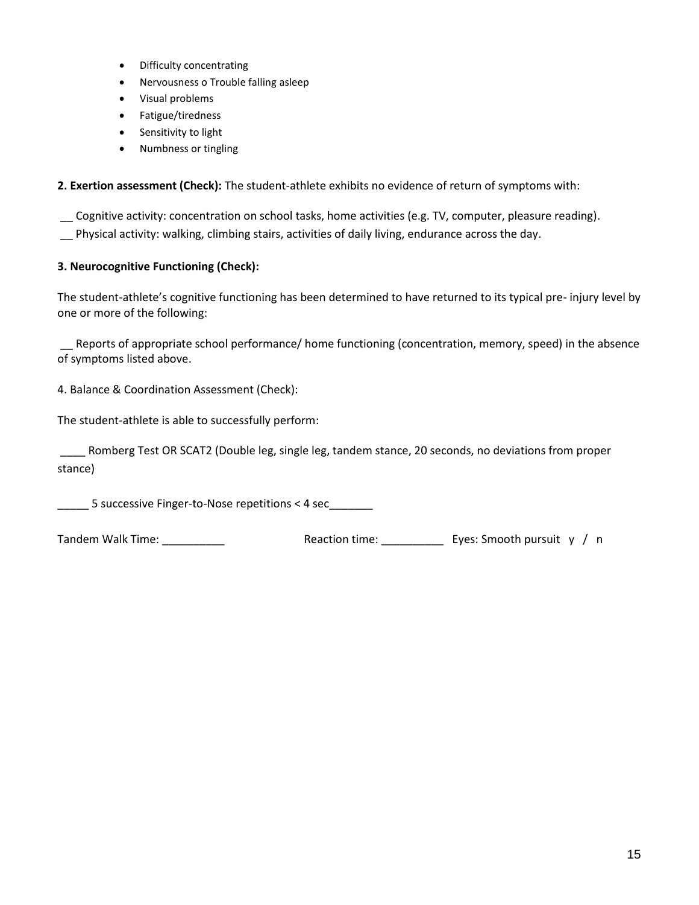- Difficulty concentrating
- Nervousness o Trouble falling asleep
- Visual problems
- Fatigue/tiredness
- Sensitivity to light
- Numbness or tingling

**2. Exertion assessment (Check):** The student-athlete exhibits no evidence of return of symptoms with:

__ Cognitive activity: concentration on school tasks, home activities (e.g. TV, computer, pleasure reading).
__ Physical activity: walking, climbing stairs, activities of daily living, endurance across the day.

**3. Neurocognitive Functioning (Check):**

The student-athlete's cognitive functioning has been determined to have returned to its typical pre- injury level by one or more of the following:

__ Reports of appropriate school performance/ home functioning (concentration, memory, speed) in the absence of symptoms listed above.

4. Balance & Coordination Assessment (Check):

The student-athlete is able to successfully perform:

____ Romberg Test OR SCAT2 (Double leg, single leg, tandem stance, 20 seconds, no deviations from proper stance)

_____ 5 successive Finger-to-Nose repetitions < 4 sec_______

Tandem Walk Time: __________ Reaction time: __________ Eyes: Smooth pursuit y / n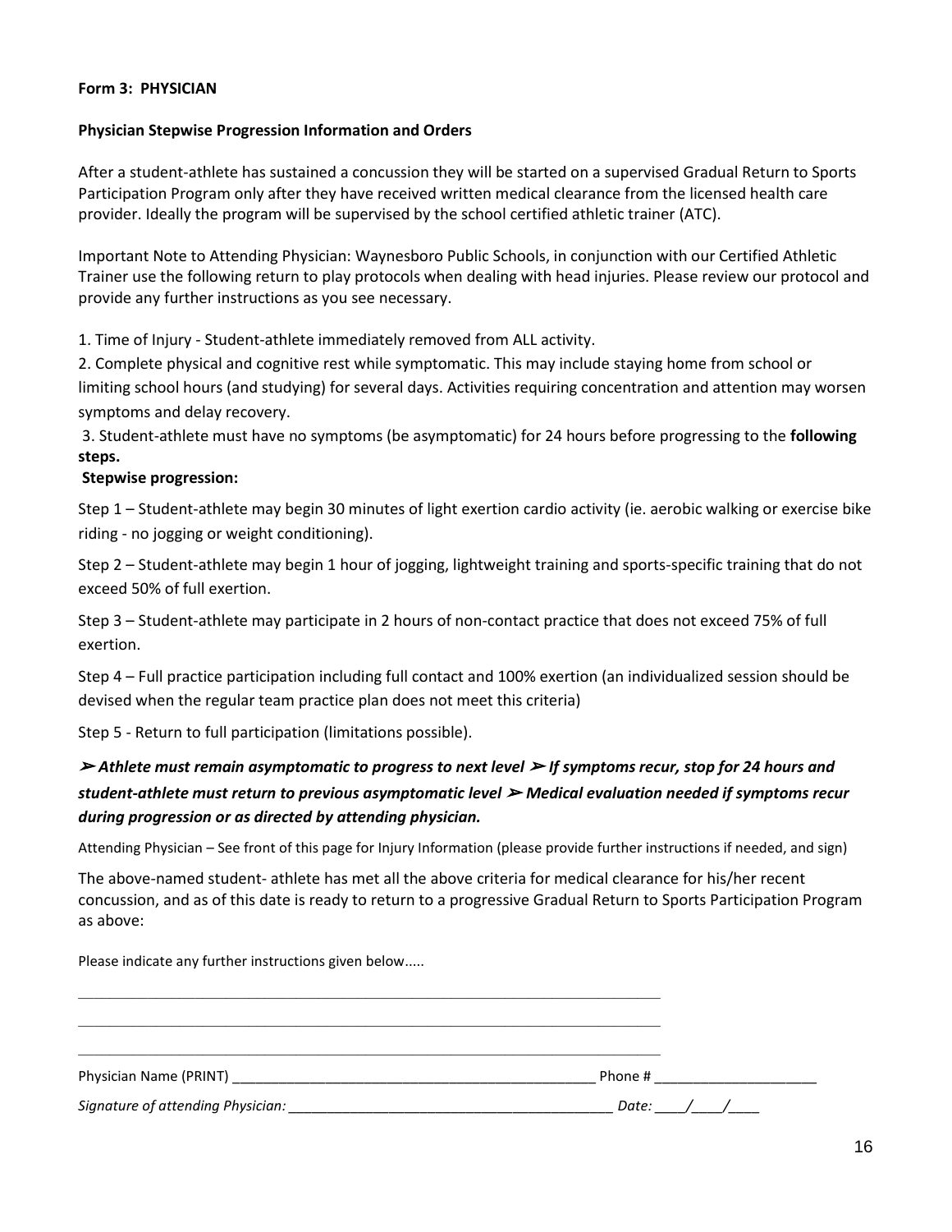**Form 3: PHYSICIAN**

**Physician Stepwise Progression Information and Orders**

After a student-athlete has sustained a concussion they will be started on a supervised Gradual Return to Sports Participation Program only after they have received written medical clearance from the licensed health care provider. Ideally the program will be supervised by the school certified athletic trainer (ATC).

Important Note to Attending Physician: Waynesboro Public Schools, in conjunction with our Certified Athletic Trainer use the following return to play protocols when dealing with head injuries. Please review our protocol and provide any further instructions as you see necessary.

1. Time of Injury - Student-athlete immediately removed from ALL activity.
2. Complete physical and cognitive rest while symptomatic. This may include staying home from school or limiting school hours (and studying) for several days. Activities requiring concentration and attention may worsen symptoms and delay recovery.
3. Student-athlete must have no symptoms (be asymptomatic) for 24 hours before progressing to the **following steps.**

**Stepwise progression:**

Step 1 – Student-athlete may begin 30 minutes of light exertion cardio activity (ie. aerobic walking or exercise bike riding - no jogging or weight conditioning).

Step 2 – Student-athlete may begin 1 hour of jogging, lightweight training and sports-specific training that do not exceed 50% of full exertion.

Step 3 – Student-athlete may participate in 2 hours of non-contact practice that does not exceed 75% of full exertion.

Step 4 – Full practice participation including full contact and 100% exertion (an individualized session should be devised when the regular team practice plan does not meet this criteria)

Step 5 - Return to full participation (limitations possible).

***➢ Athlete must remain asymptomatic to progress to next level ➢ If symptoms recur, stop for 24 hours and student-athlete must return to previous asymptomatic level ➢ Medical evaluation needed if symptoms recur during progression or as directed by attending physician.***

Attending Physician – See front of this page for Injury Information (please provide further instructions if needed, and sign)

The above-named student- athlete has met all the above criteria for medical clearance for his/her recent concussion, and as of this date is ready to return to a progressive Gradual Return to Sports Participation Program as above:

Please indicate any further instructions given below.....

_______________________________________________________________________________

_______________________________________________________________________________

_______________________________________________________________________________

Physician Name (PRINT) _______________________________________________ Phone # ____________________

*Signature of attending Physician:* ________________________________________ *Date:* ____/____/____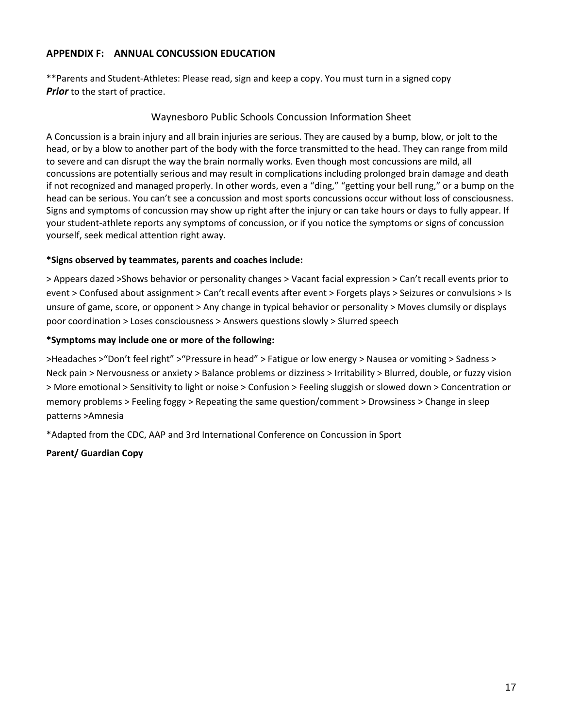## APPENDIX F: ANNUAL CONCUSSION EDUCATION

**Parents and Student-Athletes: Please read, sign and keep a copy. You must turn in a signed copy ***Prior*** to the start of practice.

Waynesboro Public Schools Concussion Information Sheet

A Concussion is a brain injury and all brain injuries are serious. They are caused by a bump, blow, or jolt to the head, or by a blow to another part of the body with the force transmitted to the head. They can range from mild to severe and can disrupt the way the brain normally works. Even though most concussions are mild, all concussions are potentially serious and may result in complications including prolonged brain damage and death if not recognized and managed properly. In other words, even a "ding," "getting your bell rung," or a bump on the head can be serious. You can't see a concussion and most sports concussions occur without loss of consciousness. Signs and symptoms of concussion may show up right after the injury or can take hours or days to fully appear. If your student-athlete reports any symptoms of concussion, or if you notice the symptoms or signs of concussion yourself, seek medical attention right away.

**\*Signs observed by teammates, parents and coaches include:**

> Appears dazed >Shows behavior or personality changes > Vacant facial expression > Can't recall events prior to event > Confused about assignment > Can't recall events after event > Forgets plays > Seizures or convulsions > Is unsure of game, score, or opponent > Any change in typical behavior or personality > Moves clumsily or displays poor coordination > Loses consciousness > Answers questions slowly > Slurred speech

**\*Symptoms may include one or more of the following:**

>Headaches >"Don't feel right" >"Pressure in head" > Fatigue or low energy > Nausea or vomiting > Sadness > Neck pain > Nervousness or anxiety > Balance problems or dizziness > Irritability > Blurred, double, or fuzzy vision > More emotional > Sensitivity to light or noise > Confusion > Feeling sluggish or slowed down > Concentration or memory problems > Feeling foggy > Repeating the same question/comment > Drowsiness > Change in sleep patterns >Amnesia

*Adapted from the CDC, AAP and 3rd International Conference on Concussion in Sport

**Parent/ Guardian Copy**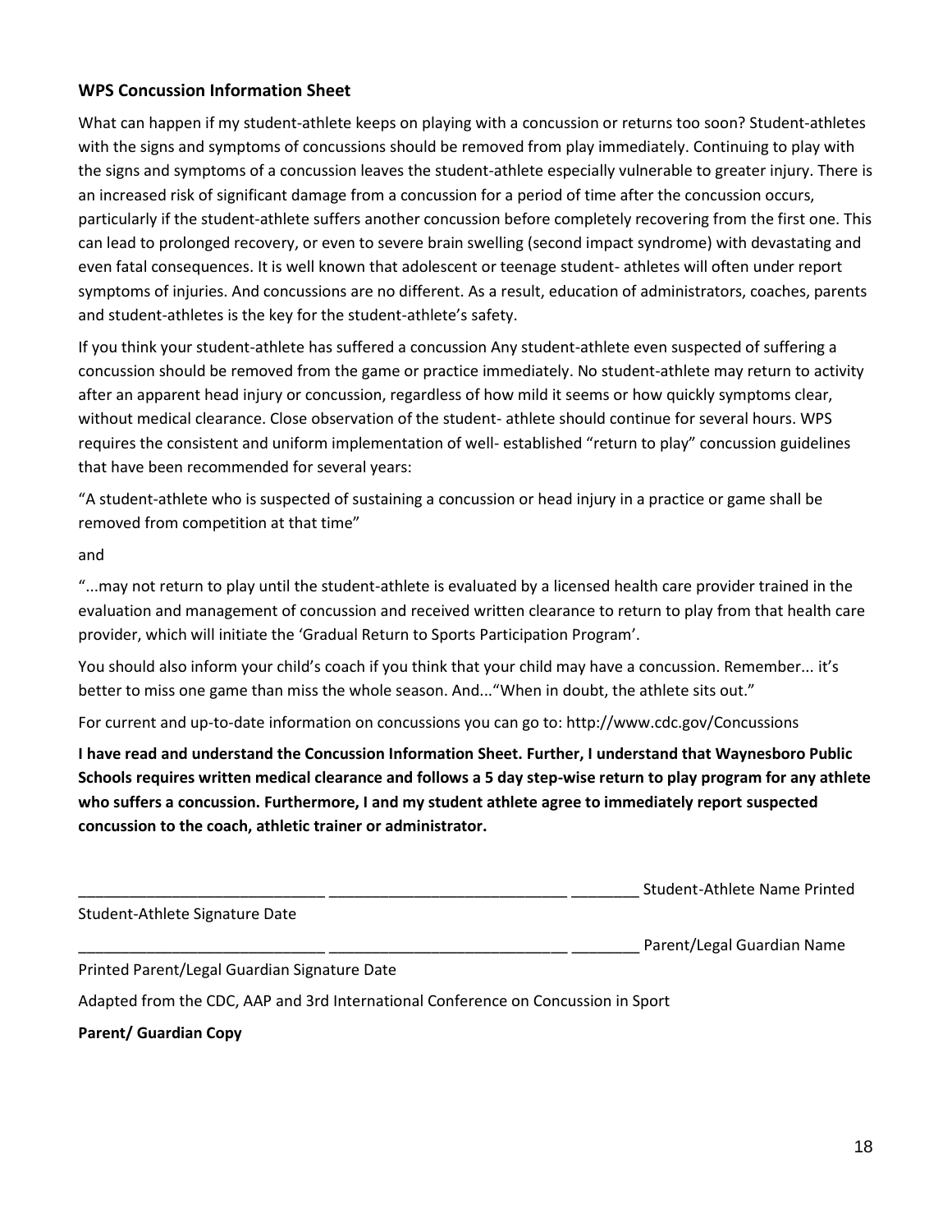**WPS Concussion Information Sheet**

What can happen if my student-athlete keeps on playing with a concussion or returns too soon? Student-athletes with the signs and symptoms of concussions should be removed from play immediately. Continuing to play with the signs and symptoms of a concussion leaves the student-athlete especially vulnerable to greater injury. There is an increased risk of significant damage from a concussion for a period of time after the concussion occurs, particularly if the student-athlete suffers another concussion before completely recovering from the first one. This can lead to prolonged recovery, or even to severe brain swelling (second impact syndrome) with devastating and even fatal consequences. It is well known that adolescent or teenage student- athletes will often under report symptoms of injuries. And concussions are no different. As a result, education of administrators, coaches, parents and student-athletes is the key for the student-athlete's safety.

If you think your student-athlete has suffered a concussion Any student-athlete even suspected of suffering a concussion should be removed from the game or practice immediately. No student-athlete may return to activity after an apparent head injury or concussion, regardless of how mild it seems or how quickly symptoms clear, without medical clearance. Close observation of the student- athlete should continue for several hours. WPS requires the consistent and uniform implementation of well- established "return to play" concussion guidelines that have been recommended for several years:

"A student-athlete who is suspected of sustaining a concussion or head injury in a practice or game shall be removed from competition at that time"

and

"...may not return to play until the student-athlete is evaluated by a licensed health care provider trained in the evaluation and management of concussion and received written clearance to return to play from that health care provider, which will initiate the 'Gradual Return to Sports Participation Program'.

You should also inform your child's coach if you think that your child may have a concussion. Remember... it's better to miss one game than miss the whole season. And..."When in doubt, the athlete sits out."

For current and up-to-date information on concussions you can go to: http://www.cdc.gov/Concussions

**I have read and understand the Concussion Information Sheet. Further, I understand that Waynesboro Public Schools requires written medical clearance and follows a 5 day step-wise return to play program for any athlete who suffers a concussion. Furthermore, I and my student athlete agree to immediately report suspected concussion to the coach, athletic trainer or administrator.**

_____________________________ ____________________________ ________ Student-Athlete Name Printed Student-Athlete Signature Date

_____________________________ ____________________________ ________ Parent/Legal Guardian Name Printed Parent/Legal Guardian Signature Date

Adapted from the CDC, AAP and 3rd International Conference on Concussion in Sport

**Parent/ Guardian Copy**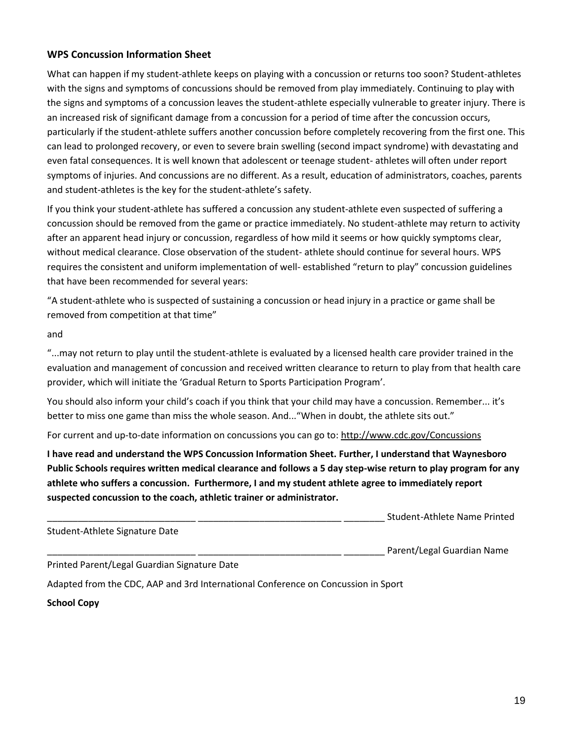**WPS Concussion Information Sheet**

What can happen if my student-athlete keeps on playing with a concussion or returns too soon? Student-athletes with the signs and symptoms of concussions should be removed from play immediately. Continuing to play with the signs and symptoms of a concussion leaves the student-athlete especially vulnerable to greater injury. There is an increased risk of significant damage from a concussion for a period of time after the concussion occurs, particularly if the student-athlete suffers another concussion before completely recovering from the first one. This can lead to prolonged recovery, or even to severe brain swelling (second impact syndrome) with devastating and even fatal consequences. It is well known that adolescent or teenage student- athletes will often under report symptoms of injuries. And concussions are no different. As a result, education of administrators, coaches, parents and student-athletes is the key for the student-athlete's safety.

If you think your student-athlete has suffered a concussion any student-athlete even suspected of suffering a concussion should be removed from the game or practice immediately. No student-athlete may return to activity after an apparent head injury or concussion, regardless of how mild it seems or how quickly symptoms clear, without medical clearance. Close observation of the student- athlete should continue for several hours. WPS requires the consistent and uniform implementation of well- established "return to play" concussion guidelines that have been recommended for several years:

"A student-athlete who is suspected of sustaining a concussion or head injury in a practice or game shall be removed from competition at that time"

and

"...may not return to play until the student-athlete is evaluated by a licensed health care provider trained in the evaluation and management of concussion and received written clearance to return to play from that health care provider, which will initiate the 'Gradual Return to Sports Participation Program'.

You should also inform your child's coach if you think that your child may have a concussion. Remember... it's better to miss one game than miss the whole season. And..."When in doubt, the athlete sits out."

For current and up-to-date information on concussions you can go to: http://www.cdc.gov/Concussions

**I have read and understand the WPS Concussion Information Sheet. Further, I understand that Waynesboro Public Schools requires written medical clearance and follows a 5 day step-wise return to play program for any athlete who suffers a concussion. Furthermore, I and my student athlete agree to immediately report suspected concussion to the coach, athletic trainer or administrator.**

_____________________________ ____________________________ ________ Student-Athlete Name Printed

Student-Athlete Signature Date

_____________________________ ____________________________ ________ Parent/Legal Guardian Name

Printed Parent/Legal Guardian Signature Date

Adapted from the CDC, AAP and 3rd International Conference on Concussion in Sport

**School Copy**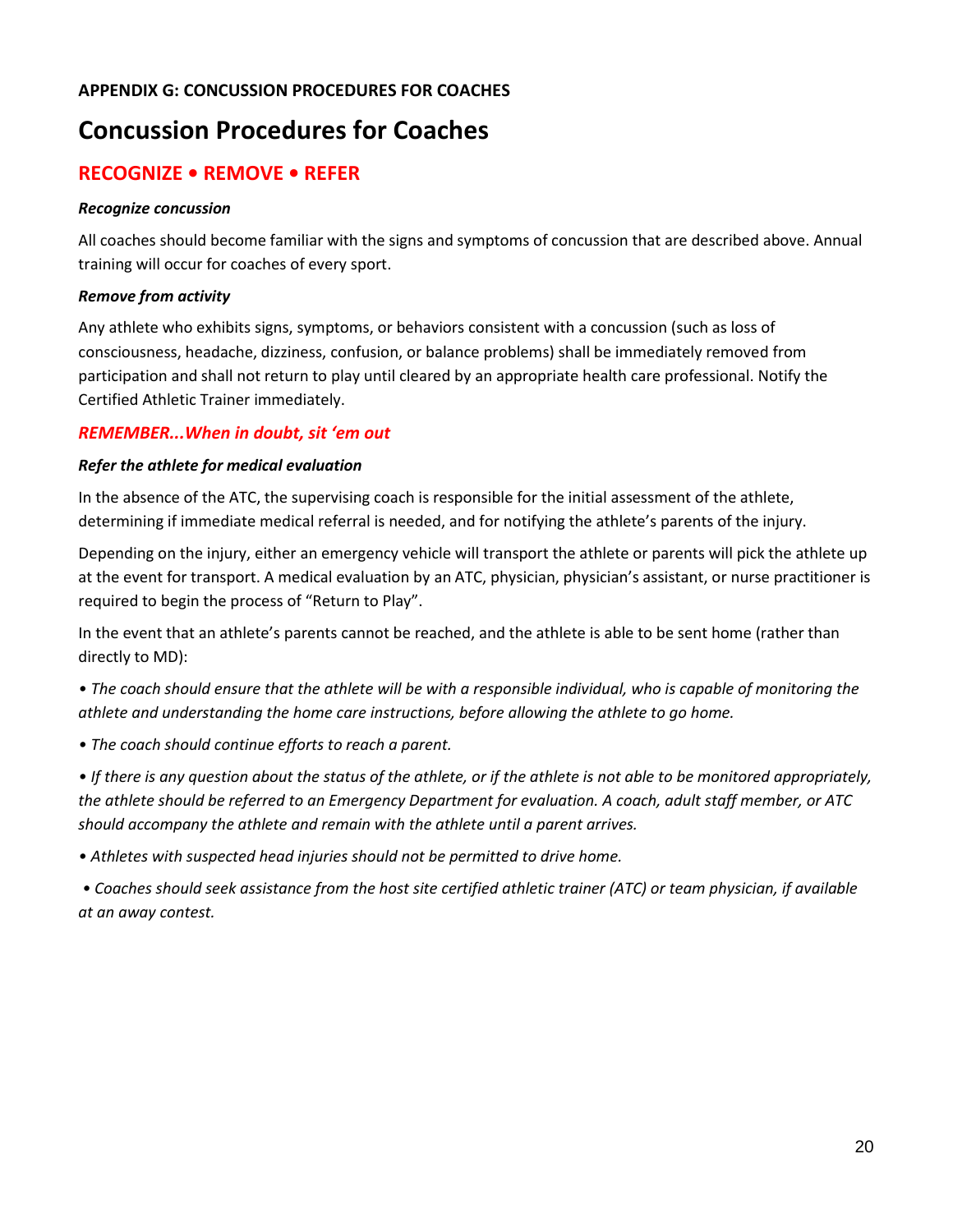**APPENDIX G: CONCUSSION PROCEDURES FOR COACHES**

# Concussion Procedures for Coaches

## RECOGNIZE • REMOVE • REFER

***Recognize concussion***

All coaches should become familiar with the signs and symptoms of concussion that are described above. Annual training will occur for coaches of every sport.

***Remove from activity***

Any athlete who exhibits signs, symptoms, or behaviors consistent with a concussion (such as loss of consciousness, headache, dizziness, confusion, or balance problems) shall be immediately removed from participation and shall not return to play until cleared by an appropriate health care professional. Notify the Certified Athletic Trainer immediately.

***REMEMBER...When in doubt, sit 'em out***

***Refer the athlete for medical evaluation***

In the absence of the ATC, the supervising coach is responsible for the initial assessment of the athlete, determining if immediate medical referral is needed, and for notifying the athlete's parents of the injury.

Depending on the injury, either an emergency vehicle will transport the athlete or parents will pick the athlete up at the event for transport. A medical evaluation by an ATC, physician, physician's assistant, or nurse practitioner is required to begin the process of "Return to Play".

In the event that an athlete's parents cannot be reached, and the athlete is able to be sent home (rather than directly to MD):

- *The coach should ensure that the athlete will be with a responsible individual, who is capable of monitoring the athlete and understanding the home care instructions, before allowing the athlete to go home.*
- *The coach should continue efforts to reach a parent.*
- *If there is any question about the status of the athlete, or if the athlete is not able to be monitored appropriately, the athlete should be referred to an Emergency Department for evaluation. A coach, adult staff member, or ATC should accompany the athlete and remain with the athlete until a parent arrives.*
- *Athletes with suspected head injuries should not be permitted to drive home.*
- *Coaches should seek assistance from the host site certified athletic trainer (ATC) or team physician, if available at an away contest.*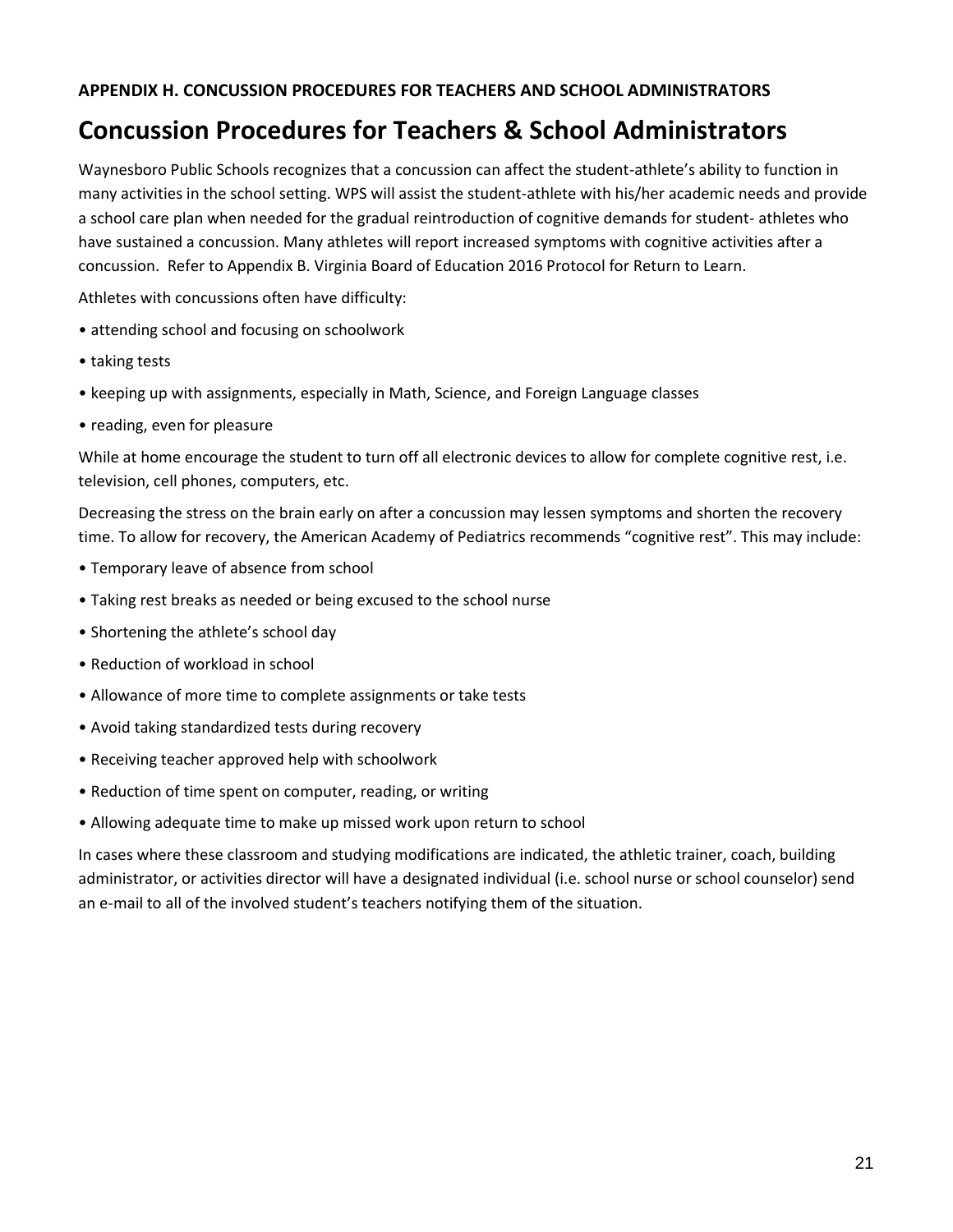**APPENDIX H. CONCUSSION PROCEDURES FOR TEACHERS AND SCHOOL ADMINISTRATORS**

# Concussion Procedures for Teachers & School Administrators

Waynesboro Public Schools recognizes that a concussion can affect the student-athlete's ability to function in many activities in the school setting. WPS will assist the student-athlete with his/her academic needs and provide a school care plan when needed for the gradual reintroduction of cognitive demands for student- athletes who have sustained a concussion. Many athletes will report increased symptoms with cognitive activities after a concussion. Refer to Appendix B. Virginia Board of Education 2016 Protocol for Return to Learn.

Athletes with concussions often have difficulty:

- attending school and focusing on schoolwork
- taking tests
- keeping up with assignments, especially in Math, Science, and Foreign Language classes
- reading, even for pleasure

While at home encourage the student to turn off all electronic devices to allow for complete cognitive rest, i.e. television, cell phones, computers, etc.

Decreasing the stress on the brain early on after a concussion may lessen symptoms and shorten the recovery time. To allow for recovery, the American Academy of Pediatrics recommends "cognitive rest". This may include:

- Temporary leave of absence from school
- Taking rest breaks as needed or being excused to the school nurse
- Shortening the athlete's school day
- Reduction of workload in school
- Allowance of more time to complete assignments or take tests
- Avoid taking standardized tests during recovery
- Receiving teacher approved help with schoolwork
- Reduction of time spent on computer, reading, or writing
- Allowing adequate time to make up missed work upon return to school

In cases where these classroom and studying modifications are indicated, the athletic trainer, coach, building administrator, or activities director will have a designated individual (i.e. school nurse or school counselor) send an e-mail to all of the involved student's teachers notifying them of the situation.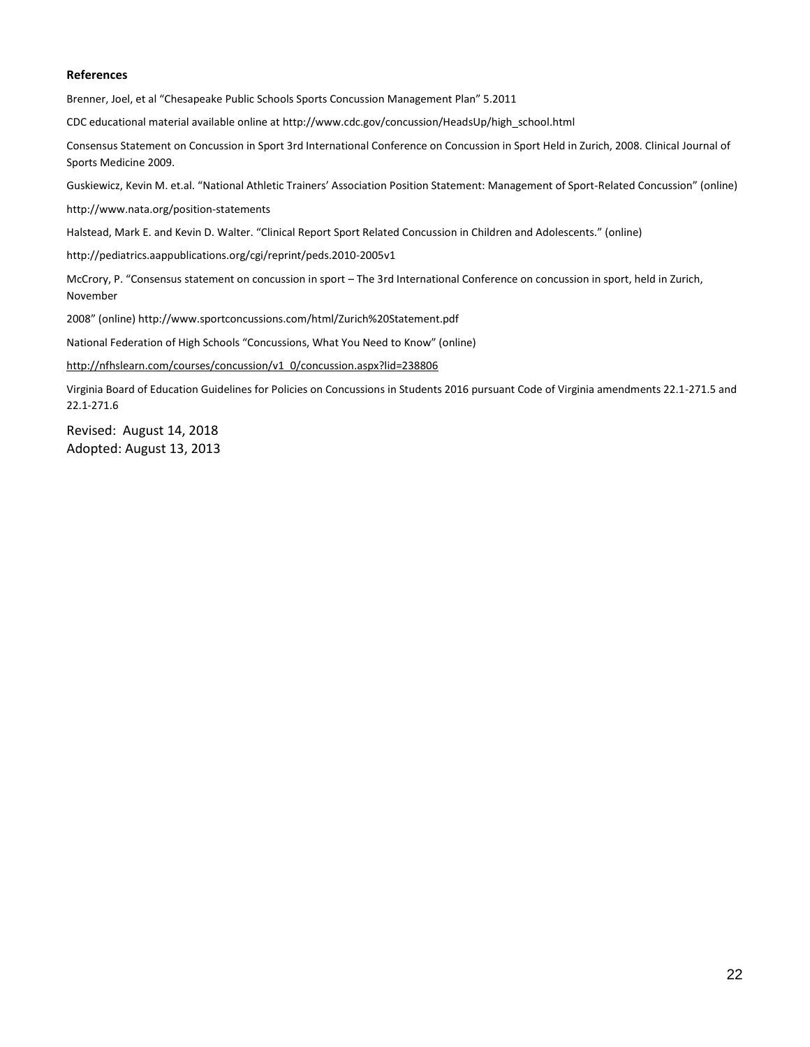**References**

Brenner, Joel, et al "Chesapeake Public Schools Sports Concussion Management Plan" 5.2011

CDC educational material available online at http://www.cdc.gov/concussion/HeadsUp/high_school.html

Consensus Statement on Concussion in Sport 3rd International Conference on Concussion in Sport Held in Zurich, 2008. Clinical Journal of Sports Medicine 2009.

Guskiewicz, Kevin M. et.al. "National Athletic Trainers' Association Position Statement: Management of Sport-Related Concussion" (online)

http://www.nata.org/position-statements

Halstead, Mark E. and Kevin D. Walter. "Clinical Report Sport Related Concussion in Children and Adolescents." (online)

http://pediatrics.aappublications.org/cgi/reprint/peds.2010-2005v1

McCrory, P. "Consensus statement on concussion in sport – The 3rd International Conference on concussion in sport, held in Zurich, November

2008" (online) http://www.sportconcussions.com/html/Zurich%20Statement.pdf

National Federation of High Schools "Concussions, What You Need to Know" (online)

http://nfhslearn.com/courses/concussion/v1_0/concussion.aspx?lid=238806

Virginia Board of Education Guidelines for Policies on Concussions in Students 2016 pursuant Code of Virginia amendments 22.1-271.5 and 22.1-271.6

Revised: August 14, 2018
Adopted: August 13, 2013